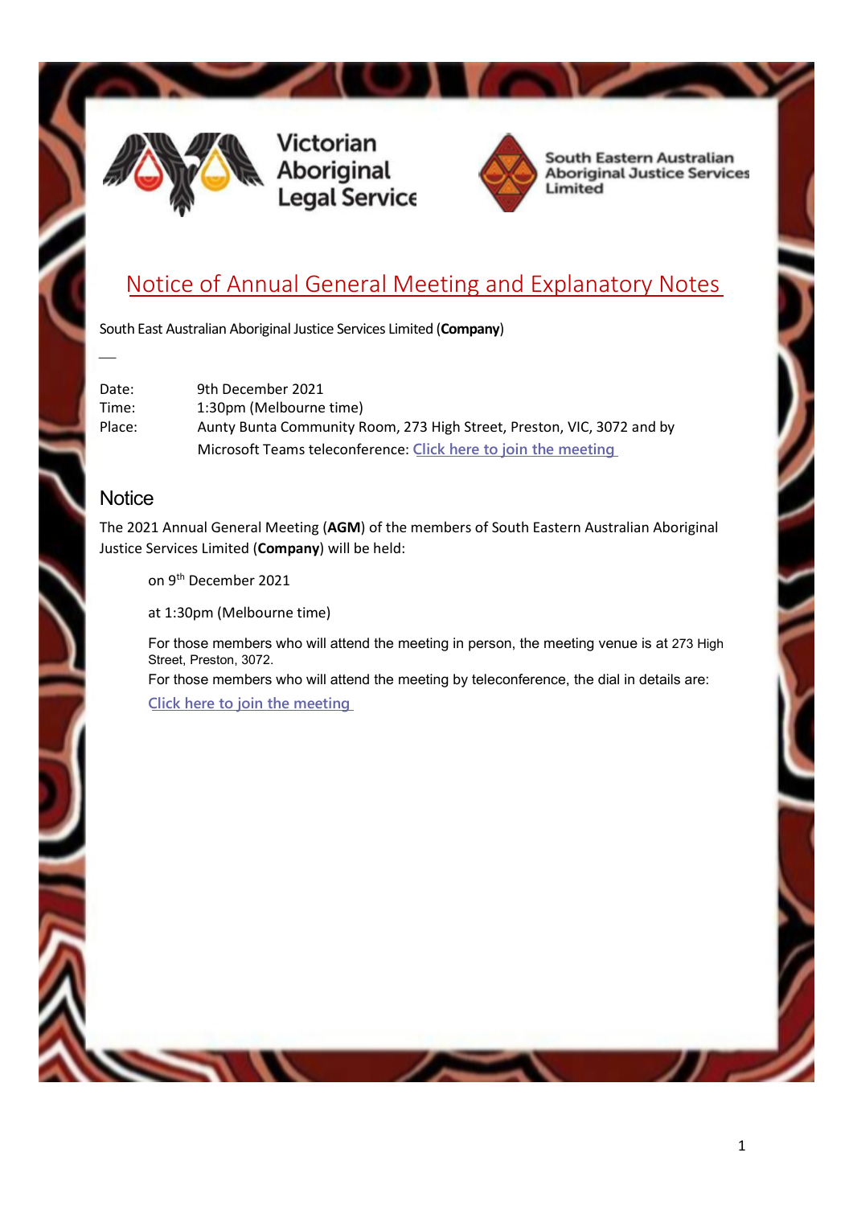Victorian Aboriginal Legal Service

South Eastern Australian Aboriginal Justice Services Limited

# Notice of Annual General Meeting and Explanatory Notes

South East Australian Aboriginal Justice Services Limited (**Company**)

Date: 9th December 2021
Time: 1:30pm (Melbourne time)
Place: Aunty Bunta Community Room, 273 High Street, Preston, VIC, 3072 and by Microsoft Teams teleconference: Click here to join the meeting

## Notice

The 2021 Annual General Meeting (**AGM**) of the members of South Eastern Australian Aboriginal Justice Services Limited (**Company**) will be held:

on 9th December 2021

at 1:30pm (Melbourne time)

For those members who will attend the meeting in person, the meeting venue is at 273 High Street, Preston, 3072.

For those members who will attend the meeting by teleconference, the dial in details are:

Click here to join the meeting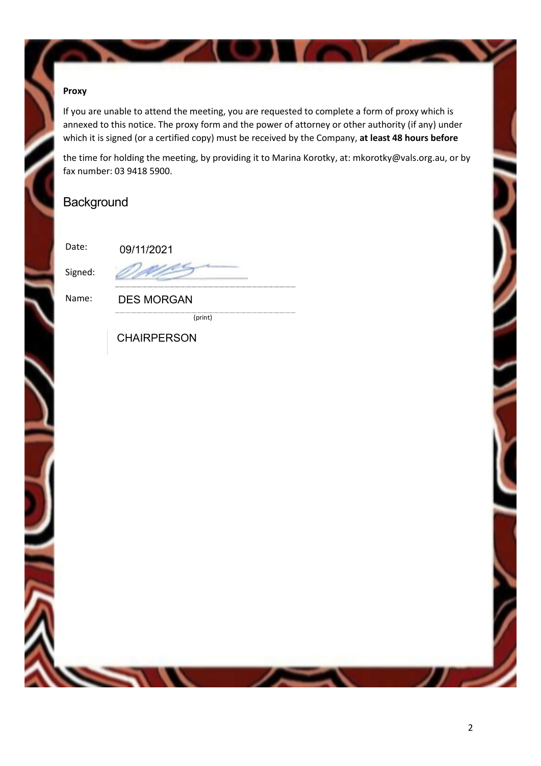**Proxy**

If you are unable to attend the meeting, you are requested to complete a form of proxy which is annexed to this notice. The proxy form and the power of attorney or other authority (if any) under which it is signed (or a certified copy) must be received by the Company, **at least 48 hours before**

the time for holding the meeting, by providing it to Marina Korotky, at: mkorotky@vals.org.au, or by fax number: 03 9418 5900.

## Background

Date: 09/11/2021

Signed:

Name: DES MORGAN
(print)

CHAIRPERSON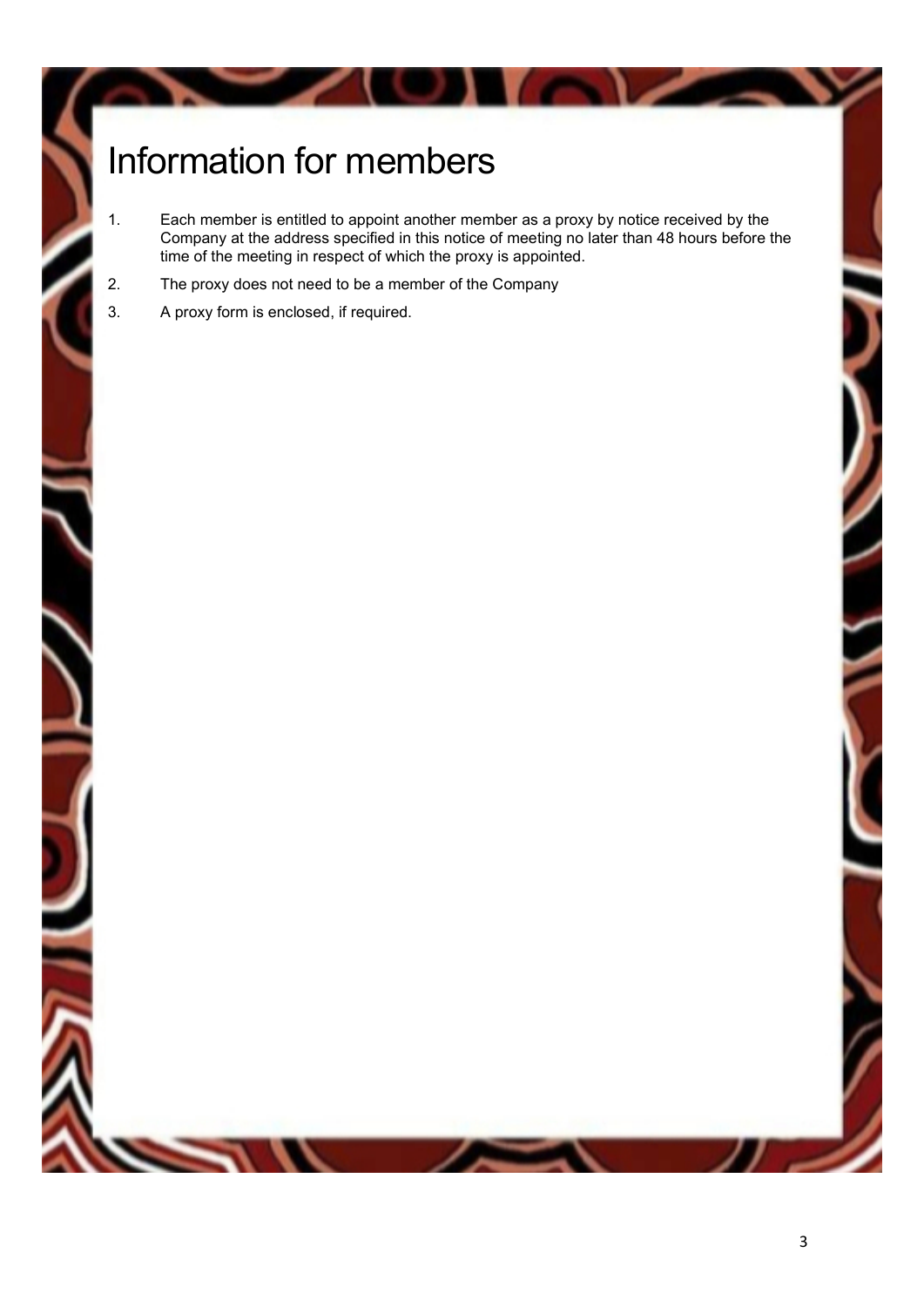# Information for members

1. Each member is entitled to appoint another member as a proxy by notice received by the Company at the address specified in this notice of meeting no later than 48 hours before the time of the meeting in respect of which the proxy is appointed.
2. The proxy does not need to be a member of the Company
3. A proxy form is enclosed, if required.